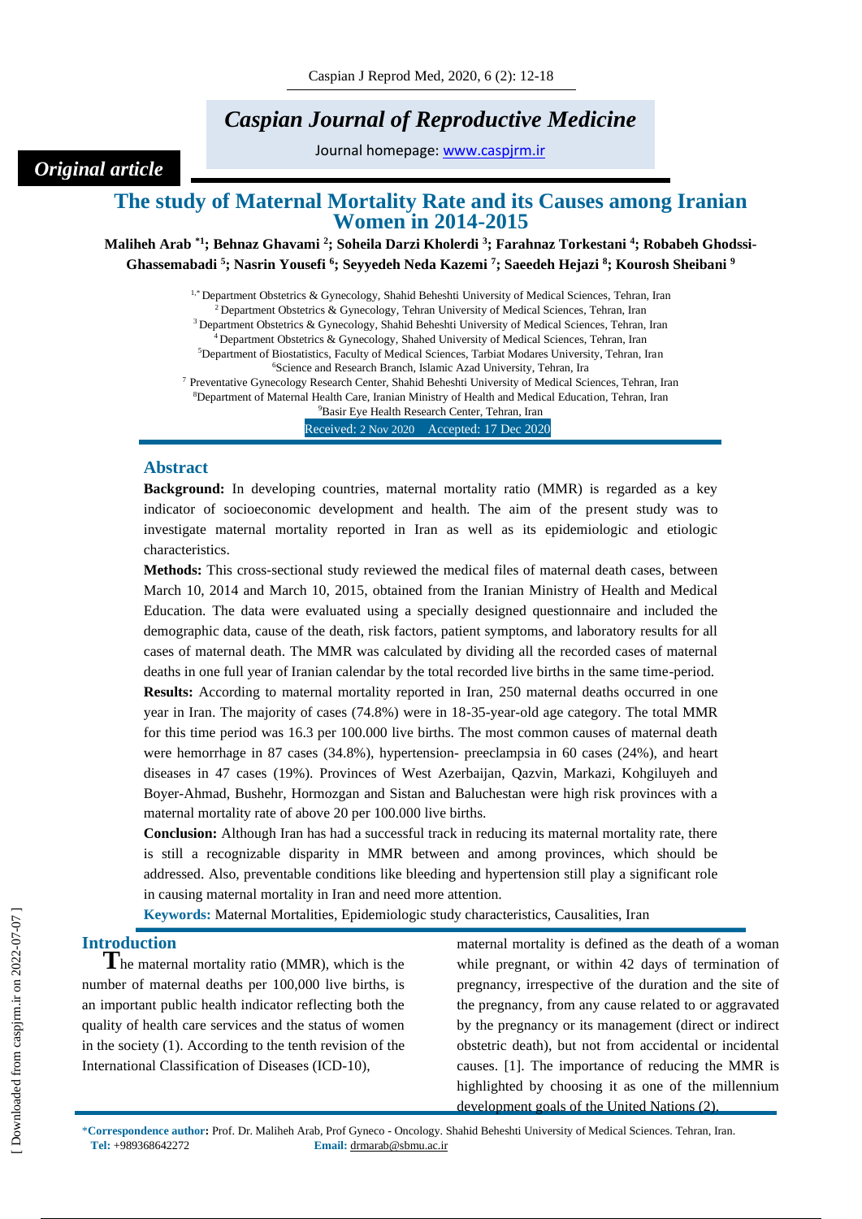# Caspian Journal of Reproductive Medicine

Journal homepage: www.caspjrm.ir

*Original article*

# The study of Maternal Mortality Rate and its Causes among Iranian Women in 2014-2015

**Maliheh Arab [*1]; Behnaz Ghavami [2]; Soheila Darzi Kholerdi [3]; Farahnaz Torkestani [4]; Robabeh Ghodssi-Ghassemabadi [5]; Nasrin Yousefi [6]; Seyyedeh Neda Kazemi [7]; Saeedeh Hejazi [8]; Kourosh Sheibani [9]**

[1,*] Department Obstetrics & Gynecology, Shahid Beheshti University of Medical Sciences, Tehran, Iran
[2] Department Obstetrics & Gynecology, Tehran University of Medical Sciences, Tehran, Iran
[3] Department Obstetrics & Gynecology, Shahid Beheshti University of Medical Sciences, Tehran, Iran
[4] Department Obstetrics & Gynecology, Shahed University of Medical Sciences, Tehran, Iran
[5] Department of Biostatistics, Faculty of Medical Sciences, Tarbiat Modares University, Tehran, Iran
[6] Science and Research Branch, Islamic Azad University, Tehran, Ira
[7] Preventative Gynecology Research Center, Shahid Beheshti University of Medical Sciences, Tehran, Iran
[8] Department of Maternal Health Care, Iranian Ministry of Health and Medical Education, Tehran, Iran
[9] Basir Eye Health Research Center, Tehran, Iran

Received: 2 Nov 2020 Accepted: 17 Dec 2020

## Abstract

**Background:** In developing countries, maternal mortality ratio (MMR) is regarded as a key indicator of socioeconomic development and health. The aim of the present study was to investigate maternal mortality reported in Iran as well as its epidemiologic and etiologic characteristics.

**Methods:** This cross-sectional study reviewed the medical files of maternal death cases, between March 10, 2014 and March 10, 2015, obtained from the Iranian Ministry of Health and Medical Education. The data were evaluated using a specially designed questionnaire and included the demographic data, cause of the death, risk factors, patient symptoms, and laboratory results for all cases of maternal death. The MMR was calculated by dividing all the recorded cases of maternal deaths in one full year of Iranian calendar by the total recorded live births in the same time-period.

**Results:** According to maternal mortality reported in Iran, 250 maternal deaths occurred in one year in Iran. The majority of cases (74.8%) were in 18-35-year-old age category. The total MMR for this time period was 16.3 per 100.000 live births. The most common causes of maternal death were hemorrhage in 87 cases (34.8%), hypertension- preeclampsia in 60 cases (24%), and heart diseases in 47 cases (19%). Provinces of West Azerbaijan, Qazvin, Markazi, Kohgiluyeh and Boyer-Ahmad, Bushehr, Hormozgan and Sistan and Baluchestan were high risk provinces with a maternal mortality rate of above 20 per 100.000 live births.

**Conclusion:** Although Iran has had a successful track in reducing its maternal mortality rate, there is still a recognizable disparity in MMR between and among provinces, which should be addressed. Also, preventable conditions like bleeding and hypertension still play a significant role in causing maternal mortality in Iran and need more attention.

**Keywords:** Maternal Mortalities, Epidemiologic study characteristics, Causalities, Iran

## Introduction

The maternal mortality ratio (MMR), which is the number of maternal deaths per 100,000 live births, is an important public health indicator reflecting both the quality of health care services and the status of women in the society (1). According to the tenth revision of the International Classification of Diseases (ICD-10), maternal mortality is defined as the death of a woman while pregnant, or within 42 days of termination of pregnancy, irrespective of the duration and the site of the pregnancy, from any cause related to or aggravated by the pregnancy or its management (direct or indirect obstetric death), but not from accidental or incidental causes. [1]. The importance of reducing the MMR is highlighted by choosing it as one of the millennium development goals of the United Nations (2).

*Correspondence author: Prof. Dr. Maliheh Arab, Prof Gyneco - Oncology. Shahid Beheshti University of Medical Sciences. Tehran, Iran.
Tel: +989368642272 Email: drmarab@sbmu.ac.ir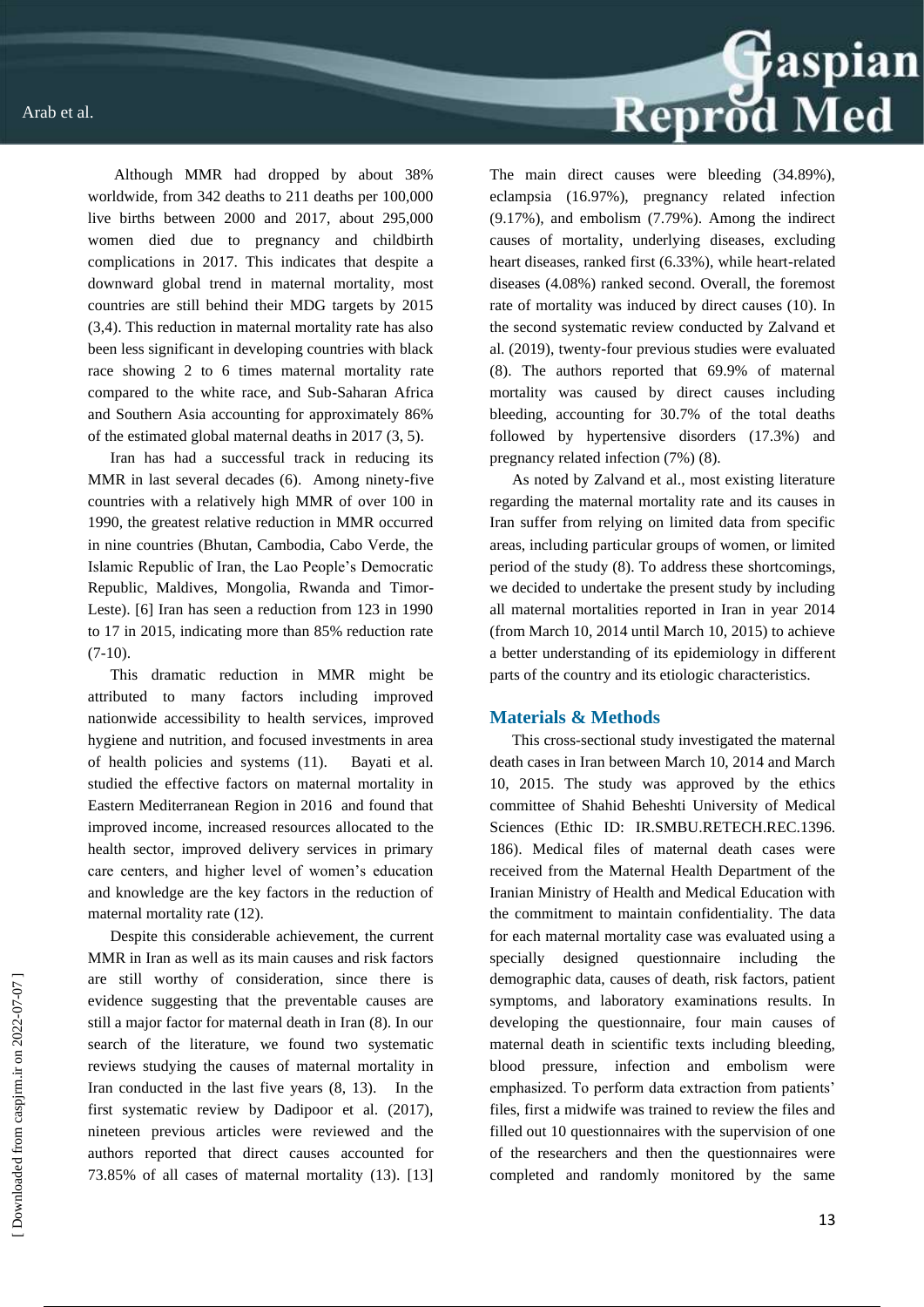Although MMR had dropped by about 38% worldwide, from 342 deaths to 211 deaths per 100,000 live births between 2000 and 2017, about 295,000 women died due to pregnancy and childbirth complications in 2017. This indicates that despite a downward global trend in maternal mortality, most countries are still behind their MDG targets by 2015 (3,4). This reduction in maternal mortality rate has also been less significant in developing countries with black race showing 2 to 6 times maternal mortality rate compared to the white race, and Sub-Saharan Africa and Southern Asia accounting for approximately 86% of the estimated global maternal deaths in 2017 (3, 5).

Iran has had a successful track in reducing its MMR in last several decades (6). Among ninety-five countries with a relatively high MMR of over 100 in 1990, the greatest relative reduction in MMR occurred in nine countries (Bhutan, Cambodia, Cabo Verde, the Islamic Republic of Iran, the Lao People's Democratic Republic, Maldives, Mongolia, Rwanda and Timor-Leste). [6] Iran has seen a reduction from 123 in 1990 to 17 in 2015, indicating more than 85% reduction rate (7-10).

This dramatic reduction in MMR might be attributed to many factors including improved nationwide accessibility to health services, improved hygiene and nutrition, and focused investments in area of health policies and systems (11). Bayati et al. studied the effective factors on maternal mortality in Eastern Mediterranean Region in 2016 and found that improved income, increased resources allocated to the health sector, improved delivery services in primary care centers, and higher level of women's education and knowledge are the key factors in the reduction of maternal mortality rate (12).

Despite this considerable achievement, the current MMR in Iran as well as its main causes and risk factors are still worthy of consideration, since there is evidence suggesting that the preventable causes are still a major factor for maternal death in Iran (8). In our search of the literature, we found two systematic reviews studying the causes of maternal mortality in Iran conducted in the last five years (8, 13). In the first systematic review by Dadipoor et al. (2017), nineteen previous articles were reviewed and the authors reported that direct causes accounted for 73.85% of all cases of maternal mortality (13). [13] The main direct causes were bleeding (34.89%), eclampsia (16.97%), pregnancy related infection (9.17%), and embolism (7.79%). Among the indirect causes of mortality, underlying diseases, excluding heart diseases, ranked first (6.33%), while heart-related diseases (4.08%) ranked second. Overall, the foremost rate of mortality was induced by direct causes (10). In the second systematic review conducted by Zalvand et al. (2019), twenty-four previous studies were evaluated (8). The authors reported that 69.9% of maternal mortality was caused by direct causes including bleeding, accounting for 30.7% of the total deaths followed by hypertensive disorders (17.3%) and pregnancy related infection (7%) (8).

As noted by Zalvand et al., most existing literature regarding the maternal mortality rate and its causes in Iran suffer from relying on limited data from specific areas, including particular groups of women, or limited period of the study (8). To address these shortcomings, we decided to undertake the present study by including all maternal mortalities reported in Iran in year 2014 (from March 10, 2014 until March 10, 2015) to achieve a better understanding of its epidemiology in different parts of the country and its etiologic characteristics.

## Materials & Methods

This cross-sectional study investigated the maternal death cases in Iran between March 10, 2014 and March 10, 2015. The study was approved by the ethics committee of Shahid Beheshti University of Medical Sciences (Ethic ID: IR.SMBU.RETECH.REC.1396.186). Medical files of maternal death cases were received from the Maternal Health Department of the Iranian Ministry of Health and Medical Education with the commitment to maintain confidentiality. The data for each maternal mortality case was evaluated using a specially designed questionnaire including the demographic data, causes of death, risk factors, patient symptoms, and laboratory examinations results. In developing the questionnaire, four main causes of maternal death in scientific texts including bleeding, blood pressure, infection and embolism were emphasized. To perform data extraction from patients' files, first a midwife was trained to review the files and filled out 10 questionnaires with the supervision of one of the researchers and then the questionnaires were completed and randomly monitored by the same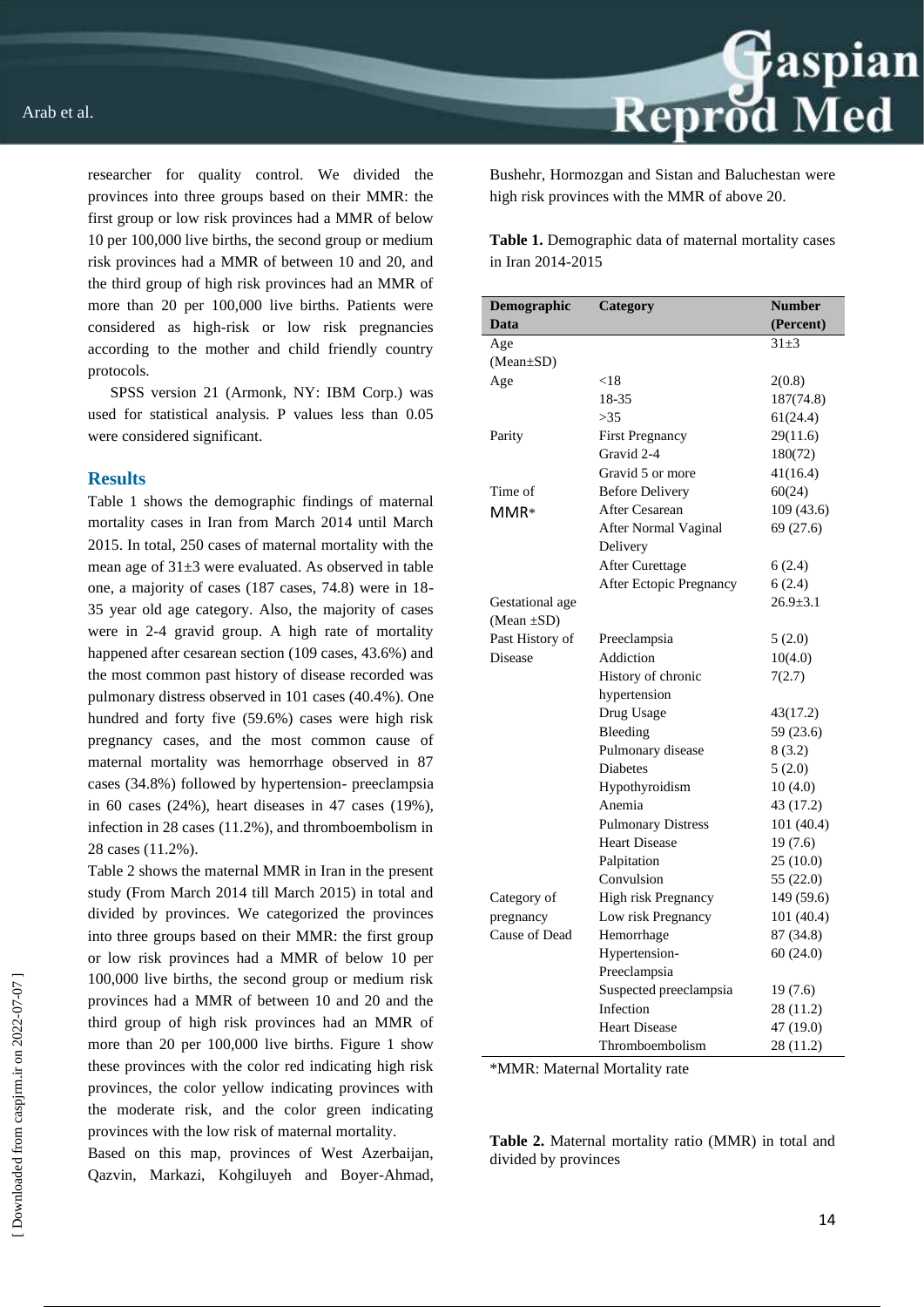researcher for quality control. We divided the provinces into three groups based on their MMR: the first group or low risk provinces had a MMR of below 10 per 100,000 live births, the second group or medium risk provinces had a MMR of between 10 and 20, and the third group of high risk provinces had an MMR of more than 20 per 100,000 live births. Patients were considered as high-risk or low risk pregnancies according to the mother and child friendly country protocols.

SPSS version 21 (Armonk, NY: IBM Corp.) was used for statistical analysis. P values less than 0.05 were considered significant.

## Results

Table 1 shows the demographic findings of maternal mortality cases in Iran from March 2014 until March 2015. In total, 250 cases of maternal mortality with the mean age of 31±3 were evaluated. As observed in table one, a majority of cases (187 cases, 74.8) were in 18-35 year old age category. Also, the majority of cases were in 2-4 gravid group. A high rate of mortality happened after cesarean section (109 cases, 43.6%) and the most common past history of disease recorded was pulmonary distress observed in 101 cases (40.4%). One hundred and forty five (59.6%) cases were high risk pregnancy cases, and the most common cause of maternal mortality was hemorrhage observed in 87 cases (34.8%) followed by hypertension- preeclampsia in 60 cases (24%), heart diseases in 47 cases (19%), infection in 28 cases (11.2%), and thromboembolism in 28 cases (11.2%).

Table 2 shows the maternal MMR in Iran in the present study (From March 2014 till March 2015) in total and divided by provinces. We categorized the provinces into three groups based on their MMR: the first group or low risk provinces had a MMR of below 10 per 100,000 live births, the second group or medium risk provinces had a MMR of between 10 and 20 and the third group of high risk provinces had an MMR of more than 20 per 100,000 live births. Figure 1 show these provinces with the color red indicating high risk provinces, the color yellow indicating provinces with the moderate risk, and the color green indicating provinces with the low risk of maternal mortality.

Based on this map, provinces of West Azerbaijan, Qazvin, Markazi, Kohgiluyeh and Boyer-Ahmad, Bushehr, Hormozgan and Sistan and Baluchestan were high risk provinces with the MMR of above 20.

**Table 1.** Demographic data of maternal mortality cases in Iran 2014-2015

| Demographic Data | Category | Number (Percent) |
|---|---|---|
| Age (Mean±SD) | | 31±3 |
| Age | <18 | 2(0.8) |
| | 18-35 | 187(74.8) |
| | >35 | 61(24.4) |
| Parity | First Pregnancy | 29(11.6) |
| | Gravid 2-4 | 180(72) |
| | Gravid 5 or more | 41(16.4) |
| Time of MMR* | Before Delivery | 60(24) |
| | After Cesarean | 109 (43.6) |
| | After Normal Vaginal Delivery | 69 (27.6) |
| | After Curettage | 6 (2.4) |
| | After Ectopic Pregnancy | 6 (2.4) |
| Gestational age (Mean ±SD) | | 26.9±3.1 |
| Past History of Disease | Preeclampsia | 5 (2.0) |
| | Addiction | 10(4.0) |
| | History of chronic hypertension | 7(2.7) |
| | Drug Usage | 43(17.2) |
| | Bleeding | 59 (23.6) |
| | Pulmonary disease | 8 (3.2) |
| | Diabetes | 5 (2.0) |
| | Hypothyroidism | 10 (4.0) |
| | Anemia | 43 (17.2) |
| | Pulmonary Distress | 101 (40.4) |
| | Heart Disease | 19 (7.6) |
| | Palpitation | 25 (10.0) |
| | Convulsion | 55 (22.0) |
| Category of pregnancy | High risk Pregnancy | 149 (59.6) |
| | Low risk Pregnancy | 101 (40.4) |
| Cause of Dead | Hemorrhage | 87 (34.8) |
| | Hypertension-Preeclampsia | 60 (24.0) |
| | Suspected preeclampsia | 19 (7.6) |
| | Infection | 28 (11.2) |
| | Heart Disease | 47 (19.0) |
| | Thromboembolism | 28 (11.2) |

*MMR: Maternal Mortality rate

**Table 2.** Maternal mortality ratio (MMR) in total and divided by provinces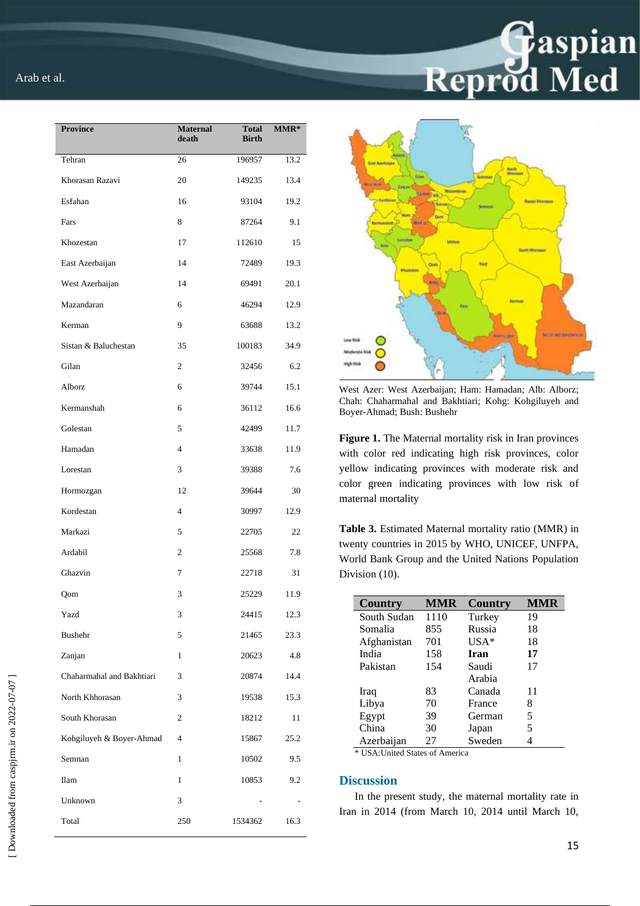| Province | Maternal death | Total Birth | MMR* |
|---|---|---|---|
| Tehran | 26 | 196957 | 13.2 |
| Khorasan Razavi | 20 | 149235 | 13.4 |
| Esfahan | 16 | 93104 | 19.2 |
| Fars | 8 | 87264 | 9.1 |
| Khozestan | 17 | 112610 | 15 |
| East Azerbaijan | 14 | 72489 | 19.3 |
| West Azerbaijan | 14 | 69491 | 20.1 |
| Mazandaran | 6 | 46294 | 12.9 |
| Kerman | 9 | 63688 | 13.2 |
| Sistan & Baluchestan | 35 | 100183 | 34.9 |
| Gilan | 2 | 32456 | 6.2 |
| Alborz | 6 | 39744 | 15.1 |
| Kermanshah | 6 | 36112 | 16.6 |
| Golestan | 5 | 42499 | 11.7 |
| Hamadan | 4 | 33638 | 11.9 |
| Lorestan | 3 | 39388 | 7.6 |
| Hormozgan | 12 | 39644 | 30 |
| Kordestan | 4 | 30997 | 12.9 |
| Markazi | 5 | 22705 | 22 |
| Ardabil | 2 | 25568 | 7.8 |
| Ghazvin | 7 | 22718 | 31 |
| Qom | 3 | 25229 | 11.9 |
| Yazd | 3 | 24415 | 12.3 |
| Bushehr | 5 | 21465 | 23.3 |
| Zanjan | 1 | 20623 | 4.8 |
| Chaharmahal and Bakhtiari | 3 | 20874 | 14.4 |
| North Khhorasan | 3 | 19538 | 15.3 |
| South Khorasan | 2 | 18212 | 11 |
| Kohgiluyeh & Boyer-Ahmad | 4 | 15867 | 25.2 |
| Semnan | 1 | 10502 | 9.5 |
| Ilam | 1 | 10853 | 9.2 |
| Unknown | 3 | - | - |
| Total | 250 | 1534362 | 16.3 |

West Azer: West Azerbaijan; Ham: Hamadan; Alb: Alborz; Chah: Chaharmahal and Bakhtiari; Kohg: Kohgiluyeh and Boyer-Ahmad; Bush: Bushehr

**Figure 1.** The Maternal mortality risk in Iran provinces with color red indicating high risk provinces, color yellow indicating provinces with moderate risk and color green indicating provinces with low risk of maternal mortality

**Table 3.** Estimated Maternal mortality ratio (MMR) in twenty countries in 2015 by WHO, UNICEF, UNFPA, World Bank Group and the United Nations Population Division (10).

| Country | MMR | Country | MMR |
|---|---|---|---|
| South Sudan | 1110 | Turkey | 19 |
| Somalia | 855 | Russia | 18 |
| Afghanistan | 701 | USA* | 18 |
| India | 158 | **Iran** | **17** |
| Pakistan | 154 | Saudi Arabia | 17 |
| Iraq | 83 | Canada | 11 |
| Libya | 70 | France | 8 |
| Egypt | 39 | German | 5 |
| China | 30 | Japan | 5 |
| Azerbaijan | 27 | Sweden | 4 |

* USA:United States of America

## Discussion

In the present study, the maternal mortality rate in Iran in 2014 (from March 10, 2014 until March 10,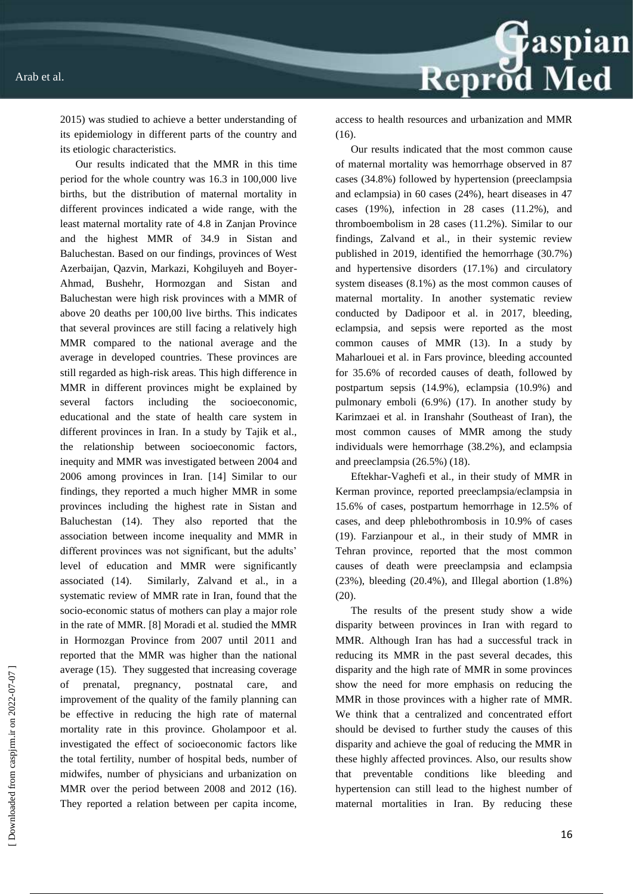2015) was studied to achieve a better understanding of its epidemiology in different parts of the country and its etiologic characteristics.

Our results indicated that the MMR in this time period for the whole country was 16.3 in 100,000 live births, but the distribution of maternal mortality in different provinces indicated a wide range, with the least maternal mortality rate of 4.8 in Zanjan Province and the highest MMR of 34.9 in Sistan and Baluchestan. Based on our findings, provinces of West Azerbaijan, Qazvin, Markazi, Kohgiluyeh and Boyer-Ahmad, Bushehr, Hormozgan and Sistan and Baluchestan were high risk provinces with a MMR of above 20 deaths per 100,00 live births. This indicates that several provinces are still facing a relatively high MMR compared to the national average and the average in developed countries. These provinces are still regarded as high-risk areas. This high difference in MMR in different provinces might be explained by several factors including the socioeconomic, educational and the state of health care system in different provinces in Iran. In a study by Tajik et al., the relationship between socioeconomic factors, inequity and MMR was investigated between 2004 and 2006 among provinces in Iran. [14] Similar to our findings, they reported a much higher MMR in some provinces including the highest rate in Sistan and Baluchestan (14). They also reported that the association between income inequality and MMR in different provinces was not significant, but the adults' level of education and MMR were significantly associated (14). Similarly, Zalvand et al., in a systematic review of MMR rate in Iran, found that the socio-economic status of mothers can play a major role in the rate of MMR. [8] Moradi et al. studied the MMR in Hormozgan Province from 2007 until 2011 and reported that the MMR was higher than the national average (15). They suggested that increasing coverage of prenatal, pregnancy, postnatal care, and improvement of the quality of the family planning can be effective in reducing the high rate of maternal mortality rate in this province. Gholampoor et al. investigated the effect of socioeconomic factors like the total fertility, number of hospital beds, number of midwifes, number of physicians and urbanization on MMR over the period between 2008 and 2012 (16). They reported a relation between per capita income, access to health resources and urbanization and MMR (16).

Our results indicated that the most common cause of maternal mortality was hemorrhage observed in 87 cases (34.8%) followed by hypertension (preeclampsia and eclampsia) in 60 cases (24%), heart diseases in 47 cases (19%), infection in 28 cases (11.2%), and thromboembolism in 28 cases (11.2%). Similar to our findings, Zalvand et al., in their systemic review published in 2019, identified the hemorrhage (30.7%) and hypertensive disorders (17.1%) and circulatory system diseases (8.1%) as the most common causes of maternal mortality. In another systematic review conducted by Dadipoor et al. in 2017, bleeding, eclampsia, and sepsis were reported as the most common causes of MMR (13). In a study by Maharlouei et al. in Fars province, bleeding accounted for 35.6% of recorded causes of death, followed by postpartum sepsis (14.9%), eclampsia (10.9%) and pulmonary emboli (6.9%) (17). In another study by Karimzaei et al. in Iranshahr (Southeast of Iran), the most common causes of MMR among the study individuals were hemorrhage (38.2%), and eclampsia and preeclampsia (26.5%) (18).

Eftekhar-Vaghefi et al., in their study of MMR in Kerman province, reported preeclampsia/eclampsia in 15.6% of cases, postpartum hemorrhage in 12.5% of cases, and deep phlebothrombosis in 10.9% of cases (19). Farzianpour et al., in their study of MMR in Tehran province, reported that the most common causes of death were preeclampsia and eclampsia (23%), bleeding (20.4%), and Illegal abortion (1.8%) (20).

The results of the present study show a wide disparity between provinces in Iran with regard to MMR. Although Iran has had a successful track in reducing its MMR in the past several decades, this disparity and the high rate of MMR in some provinces show the need for more emphasis on reducing the MMR in those provinces with a higher rate of MMR. We think that a centralized and concentrated effort should be devised to further study the causes of this disparity and achieve the goal of reducing the MMR in these highly affected provinces. Also, our results show that preventable conditions like bleeding and hypertension can still lead to the highest number of maternal mortalities in Iran. By reducing these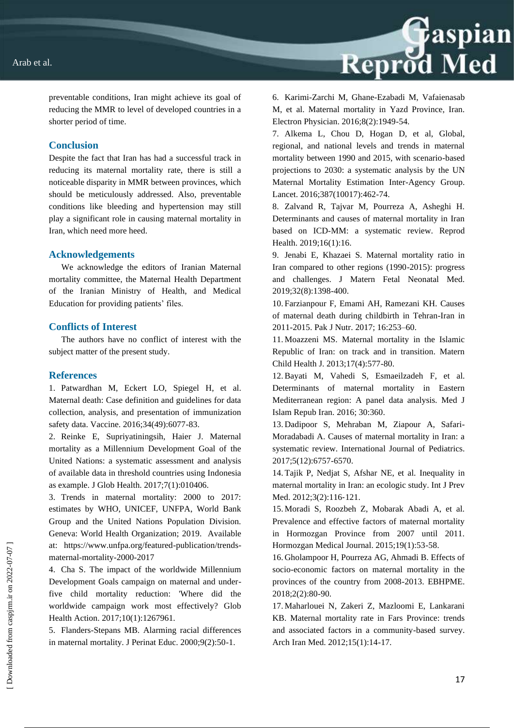preventable conditions, Iran might achieve its goal of reducing the MMR to level of developed countries in a shorter period of time.

## Conclusion

Despite the fact that Iran has had a successful track in reducing its maternal mortality rate, there is still a noticeable disparity in MMR between provinces, which should be meticulously addressed. Also, preventable conditions like bleeding and hypertension may still play a significant role in causing maternal mortality in Iran, which need more heed.

## Acknowledgements

We acknowledge the editors of Iranian Maternal mortality committee, the Maternal Health Department of the Iranian Ministry of Health, and Medical Education for providing patients' files.

## Conflicts of Interest

The authors have no conflict of interest with the subject matter of the present study.

## References

1. Patwardhan M, Eckert LO, Spiegel H, et al. Maternal death: Case definition and guidelines for data collection, analysis, and presentation of immunization safety data. Vaccine. 2016;34(49):6077-83.
2. Reinke E, Supriyatiningsih, Haier J. Maternal mortality as a Millennium Development Goal of the United Nations: a systematic assessment and analysis of available data in threshold countries using Indonesia as example. J Glob Health. 2017;7(1):010406.
3. Trends in maternal mortality: 2000 to 2017: estimates by WHO, UNICEF, UNFPA, World Bank Group and the United Nations Population Division. Geneva: World Health Organization; 2019. Available at: https://www.unfpa.org/featured-publication/trends-maternal-mortality-2000-2017
4. Cha S. The impact of the worldwide Millennium Development Goals campaign on maternal and under-five child mortality reduction: 'Where did the worldwide campaign work most effectively? Glob Health Action. 2017;10(1):1267961.
5. Flanders-Stepans MB. Alarming racial differences in maternal mortality. J Perinat Educ. 2000;9(2):50-1.
6. Karimi-Zarchi M, Ghane-Ezabadi M, Vafaienasab M, et al. Maternal mortality in Yazd Province, Iran. Electron Physician. 2016;8(2):1949-54.
7. Alkema L, Chou D, Hogan D, et al, Global, regional, and national levels and trends in maternal mortality between 1990 and 2015, with scenario-based projections to 2030: a systematic analysis by the UN Maternal Mortality Estimation Inter-Agency Group. Lancet. 2016;387(10017):462-74.
8. Zalvand R, Tajvar M, Pourreza A, Asheghi H. Determinants and causes of maternal mortality in Iran based on ICD-MM: a systematic review. Reprod Health. 2019;16(1):16.
9. Jenabi E, Khazaei S. Maternal mortality ratio in Iran compared to other regions (1990-2015): progress and challenges. J Matern Fetal Neonatal Med. 2019;32(8):1398-400.
10. Farzianpour F, Emami AH, Ramezani KH. Causes of maternal death during childbirth in Tehran-Iran in 2011-2015. Pak J Nutr. 2017; 16:253–60.
11. Moazzeni MS. Maternal mortality in the Islamic Republic of Iran: on track and in transition. Matern Child Health J. 2013;17(4):577-80.
12. Bayati M, Vahedi S, Esmaeilzadeh F, et al. Determinants of maternal mortality in Eastern Mediterranean region: A panel data analysis. Med J Islam Repub Iran. 2016; 30:360.
13. Dadipoor S, Mehraban M, Ziapour A, Safari-Moradabadi A. Causes of maternal mortality in Iran: a systematic review. International Journal of Pediatrics. 2017;5(12):6757-6570.
14. Tajik P, Nedjat S, Afshar NE, et al. Inequality in maternal mortality in Iran: an ecologic study. Int J Prev Med. 2012;3(2):116‑121.
15. Moradi S, Roozbeh Z, Mobarak Abadi A, et al. Prevalence and effective factors of maternal mortality in Hormozgan Province from 2007 until 2011. Hormozgan Medical Journal. 2015;19(1):53-58.
16. Gholampoor H, Pourreza AG, Ahmadi B. Effects of socio-economic factors on maternal mortality in the provinces of the country from 2008-2013. EBHPME. 2018;2(2):80-90.
17. Maharlouei N, Zakeri Z, Mazloomi E, Lankarani KB. Maternal mortality rate in Fars Province: trends and associated factors in a community-based survey. Arch Iran Med. 2012;15(1):14-17.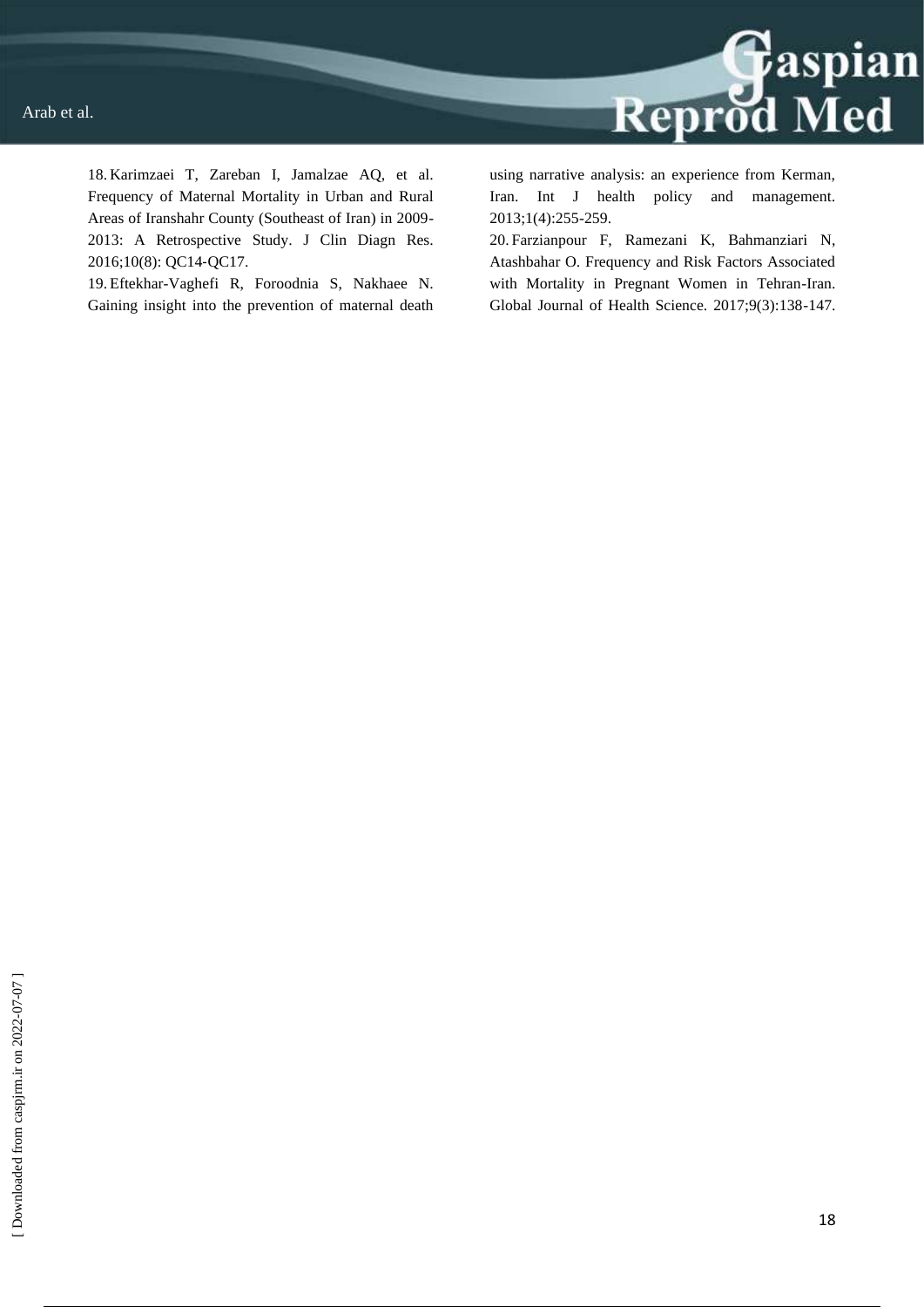18. Karimzaei T, Zareban I, Jamalzae AQ, et al. Frequency of Maternal Mortality in Urban and Rural Areas of Iranshahr County (Southeast of Iran) in 2009-2013: A Retrospective Study. J Clin Diagn Res. 2016;10(8): QC14-QC17.

19. Eftekhar-Vaghefi R, Foroodnia S, Nakhaee N. Gaining insight into the prevention of maternal death using narrative analysis: an experience from Kerman, Iran. Int J health policy and management. 2013;1(4):255-259.

20. Farzianpour F, Ramezani K, Bahmanziari N, Atashbahar O. Frequency and Risk Factors Associated with Mortality in Pregnant Women in Tehran-Iran. Global Journal of Health Science. 2017;9(3):138-147.